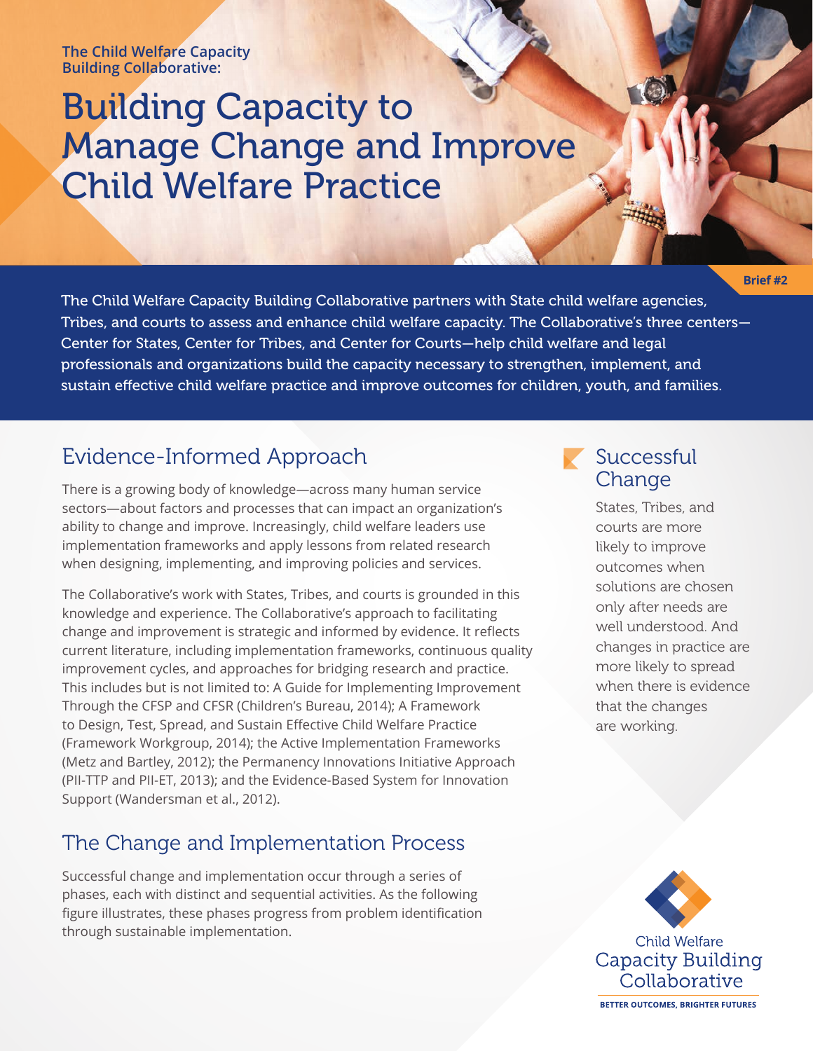The Child Welfare Capacity Building Collaborative:

# Building Capacity to Manage Change and Improve Child Welfare Practice

**Brief #2**

The Child Welfare Capacity Building Collaborative partners with State child welfare agencies, Tribes, and courts to assess and enhance child welfare capacity. The Collaborative's three centers—Center for States, Center for Tribes, and Center for Courts—help child welfare and legal professionals and organizations build the capacity necessary to strengthen, implement, and sustain effective child welfare practice and improve outcomes for children, youth, and families.

## Evidence-Informed Approach

There is a growing body of knowledge—across many human service sectors—about factors and processes that can impact an organization's ability to change and improve. Increasingly, child welfare leaders use implementation frameworks and apply lessons from related research when designing, implementing, and improving policies and services.

The Collaborative's work with States, Tribes, and courts is grounded in this knowledge and experience. The Collaborative's approach to facilitating change and improvement is strategic and informed by evidence. It reflects current literature, including implementation frameworks, continuous quality improvement cycles, and approaches for bridging research and practice. This includes but is not limited to: A Guide for Implementing Improvement Through the CFSP and CFSR (Children's Bureau, 2014); A Framework to Design, Test, Spread, and Sustain Effective Child Welfare Practice (Framework Workgroup, 2014); the Active Implementation Frameworks (Metz and Bartley, 2012); the Permanency Innovations Initiative Approach (PII-TTP and PII-ET, 2013); and the Evidence-Based System for Innovation Support (Wandersman et al., 2012).

## Successful Change

States, Tribes, and courts are more likely to improve outcomes when solutions are chosen only after needs are well understood. And changes in practice are more likely to spread when there is evidence that the changes are working.

## The Change and Implementation Process

Successful change and implementation occur through a series of phases, each with distinct and sequential activities. As the following figure illustrates, these phases progress from problem identification through sustainable implementation.

Child Welfare Capacity Building Collaborative

BETTER OUTCOMES, BRIGHTER FUTURES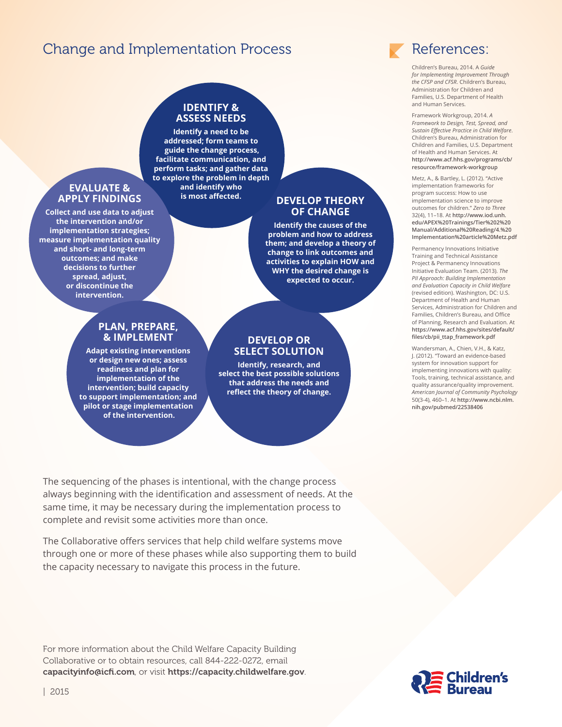## Change and Implementation Process

### IDENTIFY & ASSESS NEEDS

Identify a need to be addressed; form teams to guide the change process, facilitate communication, and perform tasks; and gather data to explore the problem in depth and identify who is most affected.

### DEVELOP THEORY OF CHANGE

Identify the causes of the problem and how to address them; and develop a theory of change to link outcomes and activities to explain HOW and WHY the desired change is expected to occur.

### DEVELOP OR SELECT SOLUTION

Identify, research, and select the best possible solutions that address the needs and reflect the theory of change.

### PLAN, PREPARE, & IMPLEMENT

Adapt existing interventions or design new ones; assess readiness and plan for implementation of the intervention; build capacity to support implementation; and pilot or stage implementation of the intervention.

### EVALUATE & APPLY FINDINGS

Collect and use data to adjust the intervention and/or implementation strategies; measure implementation quality and short- and long-term outcomes; and make decisions to further spread, adjust, or discontinue the intervention.

The sequencing of the phases is intentional, with the change process always beginning with the identification and assessment of needs. At the same time, it may be necessary during the implementation process to complete and revisit some activities more than once.

The Collaborative offers services that help child welfare systems move through one or more of these phases while also supporting them to build the capacity necessary to navigate this process in the future.

## References:

Children's Bureau, 2014. *A Guide for Implementing Improvement Through the CFSP and CFSR*. Children's Bureau, Administration for Children and Families, U.S. Department of Health and Human Services.

Framework Workgroup, 2014. *A Framework to Design, Test, Spread, and Sustain Effective Practice in Child Welfare*. Children's Bureau, Administration for Children and Families, U.S. Department of Health and Human Services. At **http://www.acf.hhs.gov/programs/cb/resource/framework-workgroup**

Metz, A., & Bartley, L. (2012). "Active implementation frameworks for program success: How to use implementation science to improve outcomes for children." *Zero to Three* 32(4), 11–18. At **http://www.iod.unh.edu/APEX%20Trainings/Tier%202%20Manual/Additional%20Reading/4.%20Implementation%20article%20Metz.pdf**

Permanency Innovations Initiative Training and Technical Assistance Project & Permanency Innovations Initiative Evaluation Team. (2013). *The PII Approach: Building Implementation and Evaluation Capacity in Child Welfare* (revised edition). Washington, DC: U.S. Department of Health and Human Services, Administration for Children and Families, Children's Bureau, and Office of Planning, Research and Evaluation. At **https://www.acf.hhs.gov/sites/default/files/cb/pii_ttap_framework.pdf**

Wandersman, A., Chien, V.H., & Katz, J. (2012). "Toward an evidence-based system for innovation support for implementing innovations with quality: Tools, training, technical assistance, and quality assurance/quality improvement. *American Journal of Community Psychology* 50(3-4), 460–1. At **http://www.ncbi.nlm.nih.gov/pubmed/22538406**

For more information about the Child Welfare Capacity Building Collaborative or to obtain resources, call 844-222-0272, email **capacityinfo@icfi.com**, or visit **https://capacity.childwelfare.gov**.

| 2015

Children's Bureau